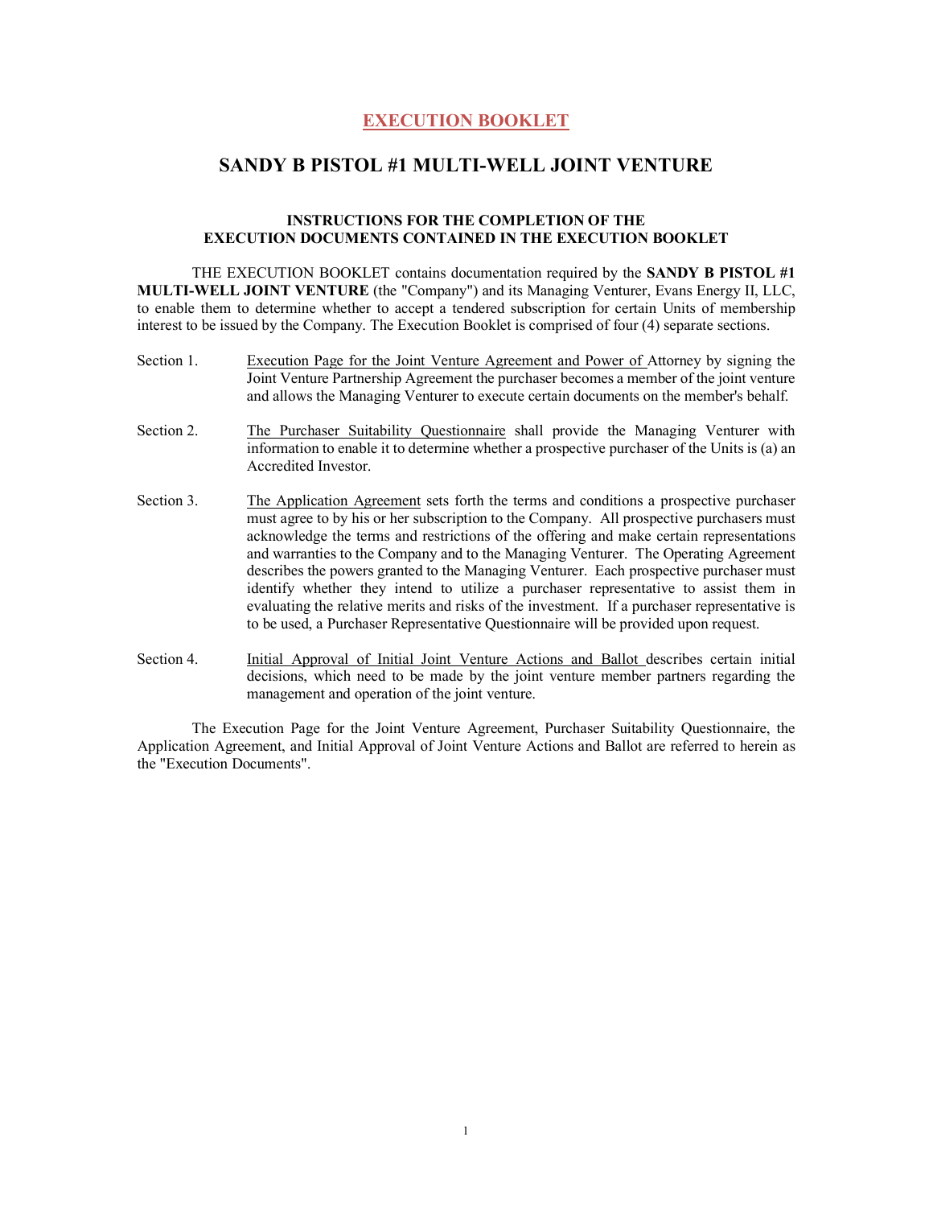# EXECUTION BOOKLET

## SANDY B PISTOL #1 MULTI-WELL JOINT VENTURE

### INSTRUCTIONS FOR THE COMPLETION OF THE EXECUTION DOCUMENTS CONTAINED IN THE EXECUTION BOOKLET

THE EXECUTION BOOKLET contains documentation required by the **SANDY B PISTOL #1 MULTI-WELL JOINT VENTURE** (the "Company") and its Managing Venturer, Evans Energy II, LLC, to enable them to determine whether to accept a tendered subscription for certain Units of membership interest to be issued by the Company. The Execution Booklet is comprised of four (4) separate sections.

Section 1. Execution Page for the Joint Venture Agreement and Power of Attorney by signing the Joint Venture Partnership Agreement the purchaser becomes a member of the joint venture and allows the Managing Venturer to execute certain documents on the member's behalf.

Section 2. The Purchaser Suitability Questionnaire shall provide the Managing Venturer with information to enable it to determine whether a prospective purchaser of the Units is (a) an Accredited Investor.

Section 3. The Application Agreement sets forth the terms and conditions a prospective purchaser must agree to by his or her subscription to the Company. All prospective purchasers must acknowledge the terms and restrictions of the offering and make certain representations and warranties to the Company and to the Managing Venturer. The Operating Agreement describes the powers granted to the Managing Venturer. Each prospective purchaser must identify whether they intend to utilize a purchaser representative to assist them in evaluating the relative merits and risks of the investment. If a purchaser representative is to be used, a Purchaser Representative Questionnaire will be provided upon request.

Section 4. Initial Approval of Initial Joint Venture Actions and Ballot describes certain initial decisions, which need to be made by the joint venture member partners regarding the management and operation of the joint venture.

The Execution Page for the Joint Venture Agreement, Purchaser Suitability Questionnaire, the Application Agreement, and Initial Approval of Joint Venture Actions and Ballot are referred to herein as the "Execution Documents".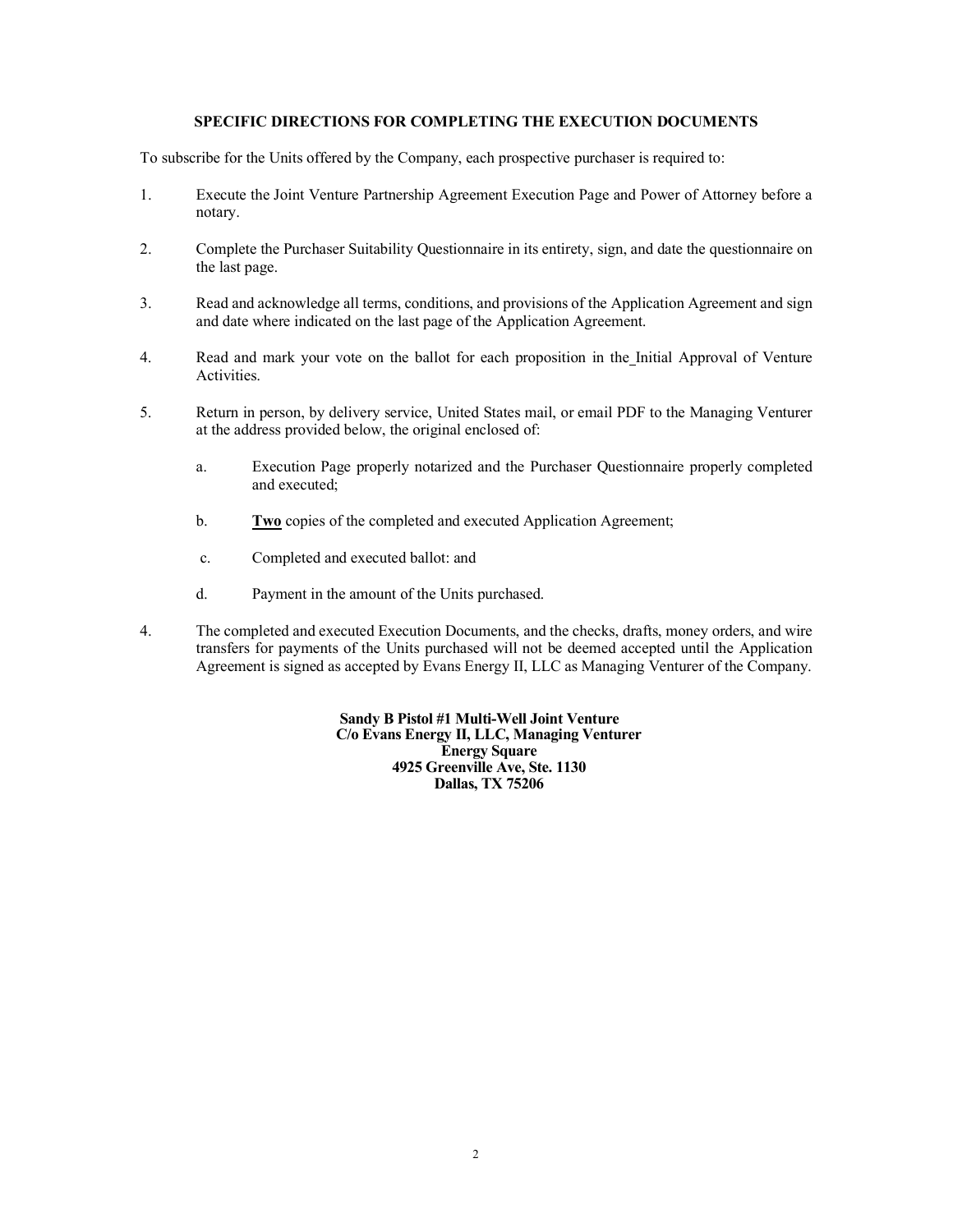## SPECIFIC DIRECTIONS FOR COMPLETING THE EXECUTION DOCUMENTS

To subscribe for the Units offered by the Company, each prospective purchaser is required to:

1. Execute the Joint Venture Partnership Agreement Execution Page and Power of Attorney before a notary.

2. Complete the Purchaser Suitability Questionnaire in its entirety, sign, and date the questionnaire on the last page.

3. Read and acknowledge all terms, conditions, and provisions of the Application Agreement and sign and date where indicated on the last page of the Application Agreement.

4. Read and mark your vote on the ballot for each proposition in the Initial Approval of Venture Activities.

5. Return in person, by delivery service, United States mail, or email PDF to the Managing Venturer at the address provided below, the original enclosed of:

   a. Execution Page properly notarized and the Purchaser Questionnaire properly completed and executed;

   b. **<u>Two</u>** copies of the completed and executed Application Agreement;

   c. Completed and executed ballot: and

   d. Payment in the amount of the Units purchased.

4. The completed and executed Execution Documents, and the checks, drafts, money orders, and wire transfers for payments of the Units purchased will not be deemed accepted until the Application Agreement is signed as accepted by Evans Energy II, LLC as Managing Venturer of the Company.

**Sandy B Pistol #1 Multi-Well Joint Venture**
**C/o Evans Energy II, LLC, Managing Venturer**
**Energy Square**
**4925 Greenville Ave, Ste. 1130**
**Dallas, TX 75206**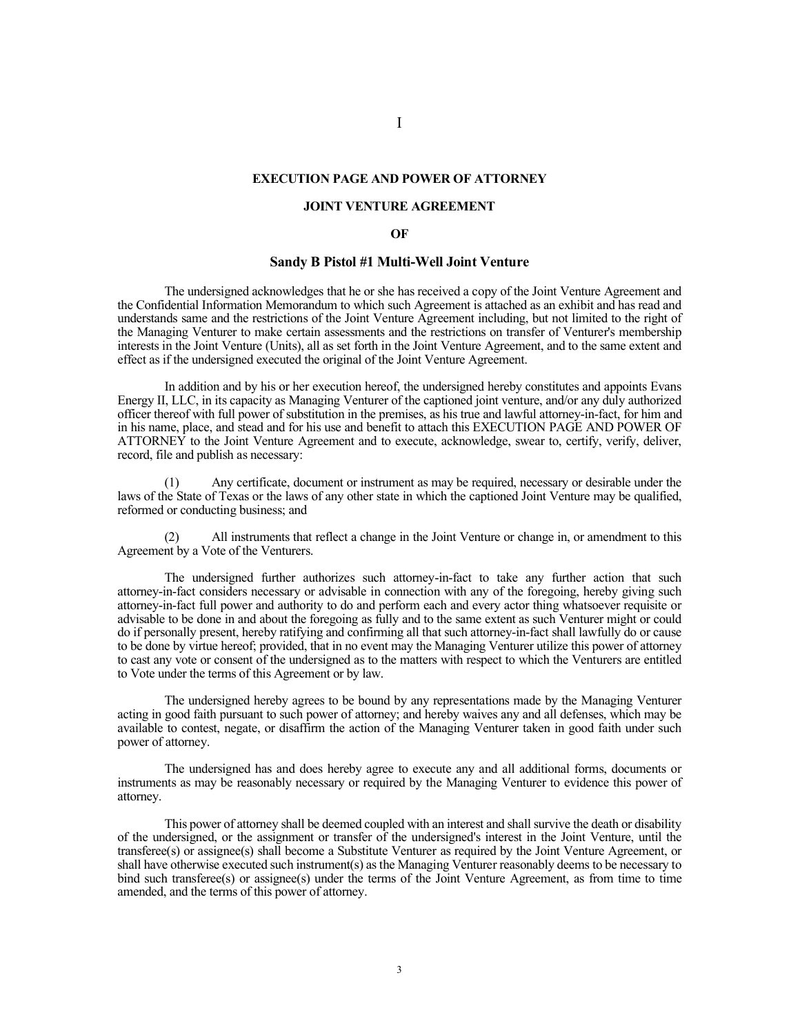I

## EXECUTION PAGE AND POWER OF ATTORNEY

## JOINT VENTURE AGREEMENT

## OF

## Sandy B Pistol #1 Multi-Well Joint Venture

The undersigned acknowledges that he or she has received a copy of the Joint Venture Agreement and the Confidential Information Memorandum to which such Agreement is attached as an exhibit and has read and understands same and the restrictions of the Joint Venture Agreement including, but not limited to the right of the Managing Venturer to make certain assessments and the restrictions on transfer of Venturer's membership interests in the Joint Venture (Units), all as set forth in the Joint Venture Agreement, and to the same extent and effect as if the undersigned executed the original of the Joint Venture Agreement.

In addition and by his or her execution hereof, the undersigned hereby constitutes and appoints Evans Energy II, LLC, in its capacity as Managing Venturer of the captioned joint venture, and/or any duly authorized officer thereof with full power of substitution in the premises, as his true and lawful attorney-in-fact, for him and in his name, place, and stead and for his use and benefit to attach this EXECUTION PAGE AND POWER OF ATTORNEY to the Joint Venture Agreement and to execute, acknowledge, swear to, certify, verify, deliver, record, file and publish as necessary:

(1) Any certificate, document or instrument as may be required, necessary or desirable under the laws of the State of Texas or the laws of any other state in which the captioned Joint Venture may be qualified, reformed or conducting business; and

(2) All instruments that reflect a change in the Joint Venture or change in, or amendment to this Agreement by a Vote of the Venturers.

The undersigned further authorizes such attorney-in-fact to take any further action that such attorney-in-fact considers necessary or advisable in connection with any of the foregoing, hereby giving such attorney-in-fact full power and authority to do and perform each and every actor thing whatsoever requisite or advisable to be done in and about the foregoing as fully and to the same extent as such Venturer might or could do if personally present, hereby ratifying and confirming all that such attorney-in-fact shall lawfully do or cause to be done by virtue hereof; provided, that in no event may the Managing Venturer utilize this power of attorney to cast any vote or consent of the undersigned as to the matters with respect to which the Venturers are entitled to Vote under the terms of this Agreement or by law.

The undersigned hereby agrees to be bound by any representations made by the Managing Venturer acting in good faith pursuant to such power of attorney; and hereby waives any and all defenses, which may be available to contest, negate, or disaffirm the action of the Managing Venturer taken in good faith under such power of attorney.

The undersigned has and does hereby agree to execute any and all additional forms, documents or instruments as may be reasonably necessary or required by the Managing Venturer to evidence this power of attorney.

This power of attorney shall be deemed coupled with an interest and shall survive the death or disability of the undersigned, or the assignment or transfer of the undersigned's interest in the Joint Venture, until the transferee(s) or assignee(s) shall become a Substitute Venturer as required by the Joint Venture Agreement, or shall have otherwise executed such instrument(s) as the Managing Venturer reasonably deems to be necessary to bind such transferee(s) or assignee(s) under the terms of the Joint Venture Agreement, as from time to time amended, and the terms of this power of attorney.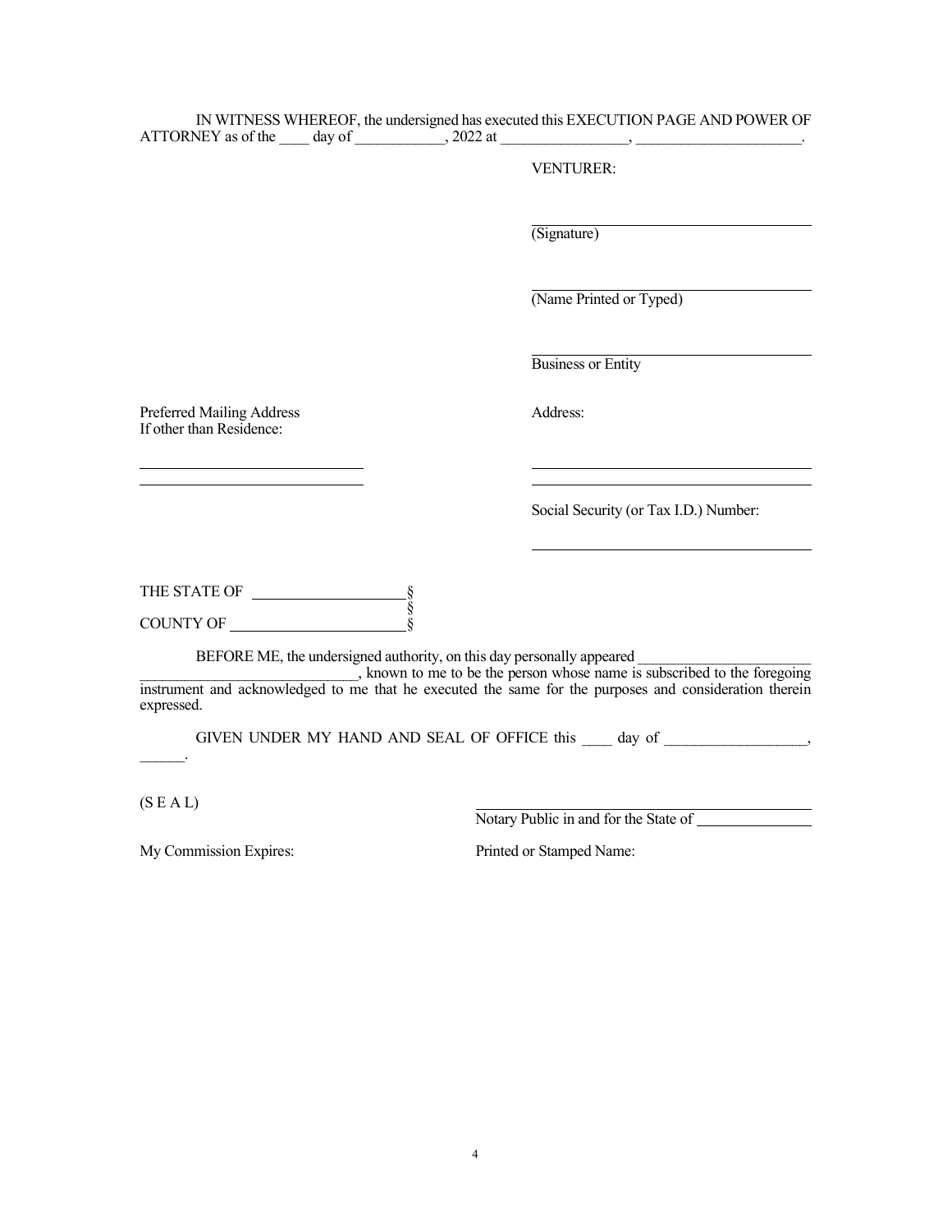IN WITNESS WHEREOF, the undersigned has executed this EXECUTION PAGE AND POWER OF ATTORNEY as of the ____ day of ____________, 2022 at _________________, ______________________.

VENTURER:

______________________________
(Signature)

______________________________
(Name Printed or Typed)

______________________________
Business or Entity

Preferred Mailing Address
If other than Residence:

______________________________
______________________________

Address:

______________________________
______________________________

Social Security (or Tax I.D.) Number:

______________________________

THE STATE OF ____________________ §
§
COUNTY OF ______________________ §

BEFORE ME, the undersigned authority, on this day personally appeared ____________________________________________________, known to me to be the person whose name is subscribed to the foregoing instrument and acknowledged to me that he executed the same for the purposes and consideration therein expressed.

GIVEN UNDER MY HAND AND SEAL OF OFFICE this ____ day of ___________________, ______.

(S E A L)

______________________________
Notary Public in and for the State of ______________

My Commission Expires:

Printed or Stamped Name: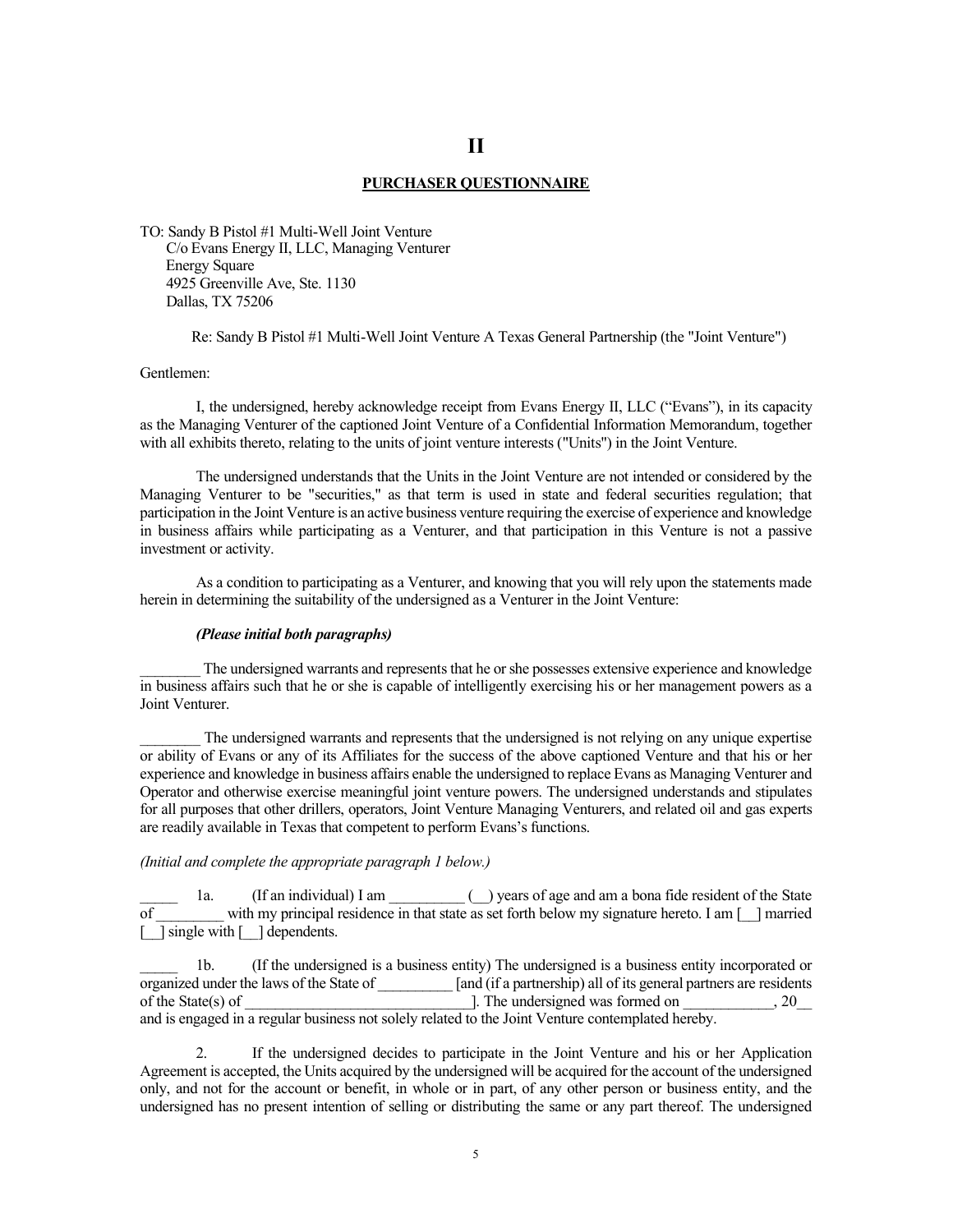# II

## PURCHASER QUESTIONNAIRE

TO: Sandy B Pistol #1 Multi-Well Joint Venture
C/o Evans Energy II, LLC, Managing Venturer
Energy Square
4925 Greenville Ave, Ste. 1130
Dallas, TX 75206

Re: Sandy B Pistol #1 Multi-Well Joint Venture A Texas General Partnership (the "Joint Venture")

Gentlemen:

I, the undersigned, hereby acknowledge receipt from Evans Energy II, LLC ("Evans"), in its capacity as the Managing Venturer of the captioned Joint Venture of a Confidential Information Memorandum, together with all exhibits thereto, relating to the units of joint venture interests ("Units") in the Joint Venture.

The undersigned understands that the Units in the Joint Venture are not intended or considered by the Managing Venturer to be "securities," as that term is used in state and federal securities regulation; that participation in the Joint Venture is an active business venture requiring the exercise of experience and knowledge in business affairs while participating as a Venturer, and that participation in this Venture is not a passive investment or activity.

As a condition to participating as a Venturer, and knowing that you will rely upon the statements made herein in determining the suitability of the undersigned as a Venturer in the Joint Venture:

***(Please initial both paragraphs)***

________ The undersigned warrants and represents that he or she possesses extensive experience and knowledge in business affairs such that he or she is capable of intelligently exercising his or her management powers as a Joint Venturer.

________ The undersigned warrants and represents that the undersigned is not relying on any unique expertise or ability of Evans or any of its Affiliates for the success of the above captioned Venture and that his or her experience and knowledge in business affairs enable the undersigned to replace Evans as Managing Venturer and Operator and otherwise exercise meaningful joint venture powers. The undersigned understands and stipulates for all purposes that other drillers, operators, Joint Venture Managing Venturers, and related oil and gas experts are readily available in Texas that competent to perform Evans's functions.

*(Initial and complete the appropriate paragraph 1 below.)*

_____ 1a. (If an individual) I am __________ (__) years of age and am a bona fide resident of the State of _________ with my principal residence in that state as set forth below my signature hereto. I am [__] married [__] single with [__] dependents.

_____ 1b. (If the undersigned is a business entity) The undersigned is a business entity incorporated or organized under the laws of the State of __________ [and (if a partnership) all of its general partners are residents of the State(s) of ______________________________]. The undersigned was formed on ____________, 20__ and is engaged in a regular business not solely related to the Joint Venture contemplated hereby.

2. If the undersigned decides to participate in the Joint Venture and his or her Application Agreement is accepted, the Units acquired by the undersigned will be acquired for the account of the undersigned only, and not for the account or benefit, in whole or in part, of any other person or business entity, and the undersigned has no present intention of selling or distributing the same or any part thereof. The undersigned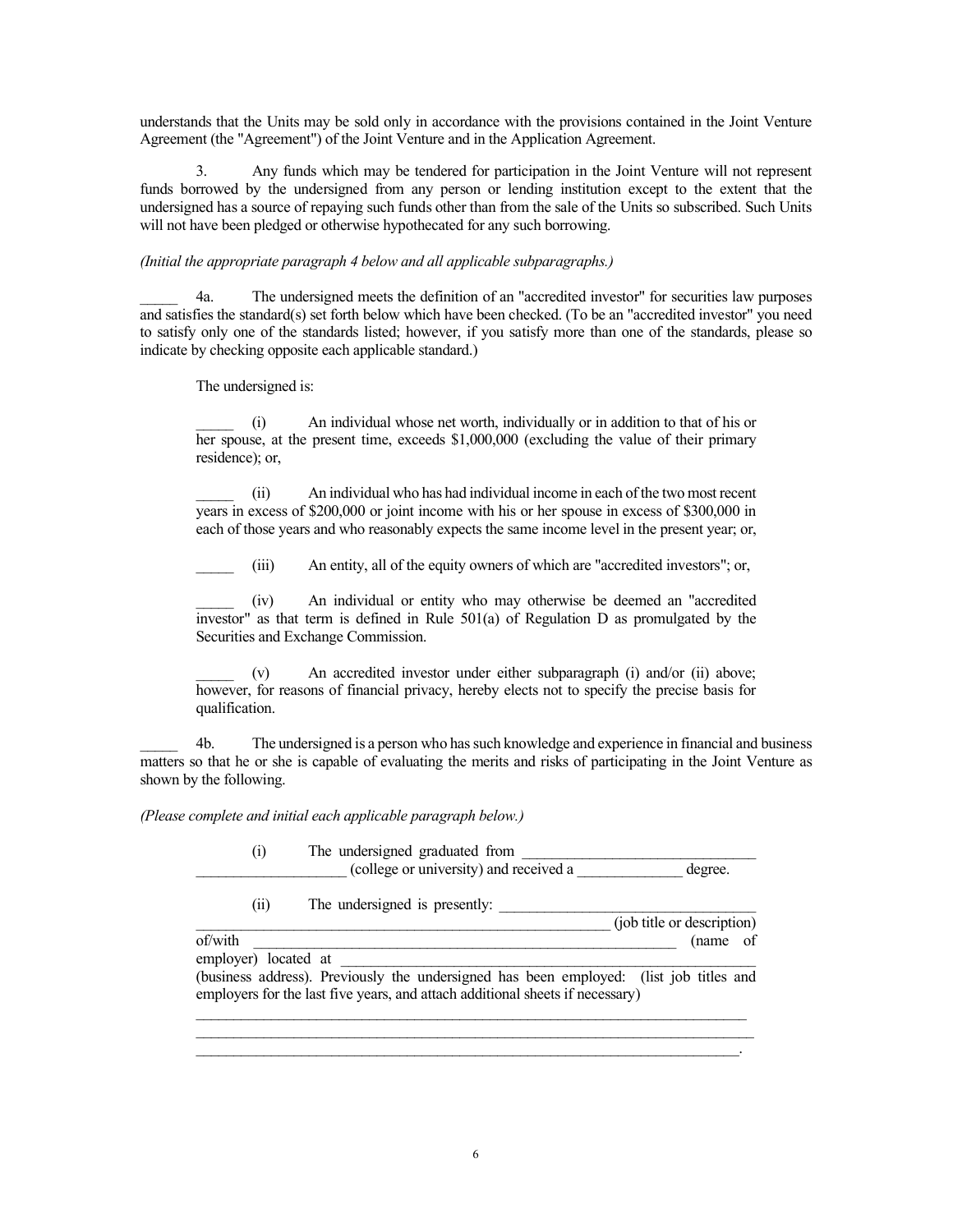understands that the Units may be sold only in accordance with the provisions contained in the Joint Venture Agreement (the "Agreement") of the Joint Venture and in the Application Agreement.

3. Any funds which may be tendered for participation in the Joint Venture will not represent funds borrowed by the undersigned from any person or lending institution except to the extent that the undersigned has a source of repaying such funds other than from the sale of the Units so subscribed. Such Units will not have been pledged or otherwise hypothecated for any such borrowing.

*(Initial the appropriate paragraph 4 below and all applicable subparagraphs.)*

_____ 4a. The undersigned meets the definition of an "accredited investor" for securities law purposes and satisfies the standard(s) set forth below which have been checked. (To be an "accredited investor" you need to satisfy only one of the standards listed; however, if you satisfy more than one of the standards, please so indicate by checking opposite each applicable standard.)

The undersigned is:

_____ (i) An individual whose net worth, individually or in addition to that of his or her spouse, at the present time, exceeds $1,000,000 (excluding the value of their primary residence); or,

_____ (ii) An individual who has had individual income in each of the two most recent years in excess of $200,000 or joint income with his or her spouse in excess of $300,000 in each of those years and who reasonably expects the same income level in the present year; or,

_____ (iii) An entity, all of the equity owners of which are "accredited investors"; or,

_____ (iv) An individual or entity who may otherwise be deemed an "accredited investor" as that term is defined in Rule 501(a) of Regulation D as promulgated by the Securities and Exchange Commission.

_____ (v) An accredited investor under either subparagraph (i) and/or (ii) above; however, for reasons of financial privacy, hereby elects not to specify the precise basis for qualification.

_____ 4b. The undersigned is a person who has such knowledge and experience in financial and business matters so that he or she is capable of evaluating the merits and risks of participating in the Joint Venture as shown by the following.

*(Please complete and initial each applicable paragraph below.)*

(i) The undersigned graduated from ______________________________ ____________________ (college or university) and received a ______________ degree.

(ii) The undersigned is presently: ________________________________ ______________________________________________________ (job title or description) of/with ______________________________________________________ (name of employer) located at ______________________________________________________ (business address). Previously the undersigned has been employed: (list job titles and employers for the last five years, and attach additional sheets if necessary)

______________________________________________________________________________
______________________________________________________________________________
______________________________________________________________________________.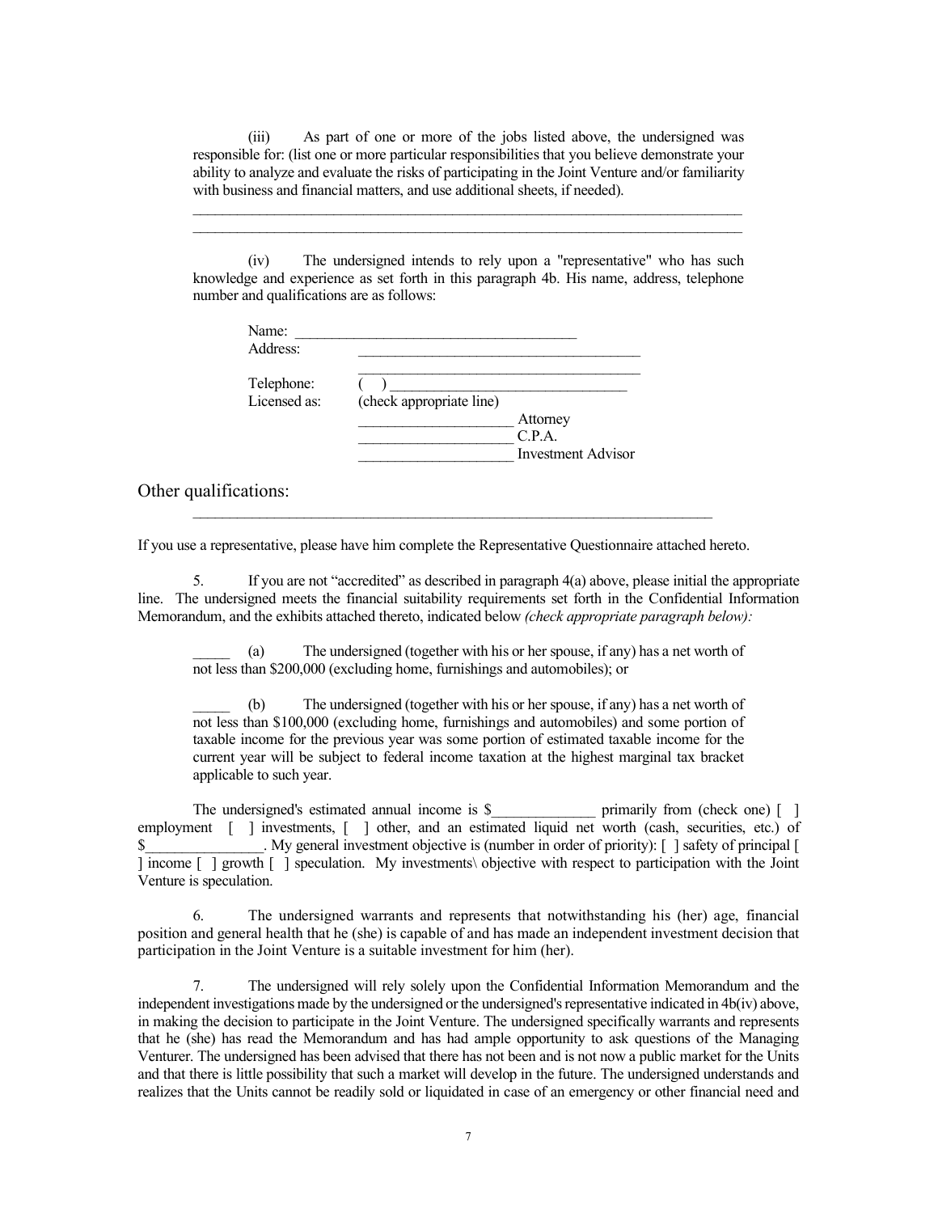(iii) As part of one or more of the jobs listed above, the undersigned was responsible for: (list one or more particular responsibilities that you believe demonstrate your ability to analyze and evaluate the risks of participating in the Joint Venture and/or familiarity with business and financial matters, and use additional sheets, if needed).

______________________________________________________________________________
______________________________________________________________________________

(iv) The undersigned intends to rely upon a "representative" who has such knowledge and experience as set forth in this paragraph 4b. His name, address, telephone number and qualifications are as follows:

Name: ______________________________________
Address: ______________________________________
______________________________________
Telephone: ( ) __________________________________
Licensed as: (check appropriate line)
____________________ Attorney
____________________ C.P.A.
____________________ Investment Advisor

Other qualifications:
______________________________________________________________________

If you use a representative, please have him complete the Representative Questionnaire attached hereto.

5. If you are not "accredited" as described in paragraph 4(a) above, please initial the appropriate line. The undersigned meets the financial suitability requirements set forth in the Confidential Information Memorandum, and the exhibits attached thereto, indicated below *(check appropriate paragraph below):*

_____ (a) The undersigned (together with his or her spouse, if any) has a net worth of not less than $200,000 (excluding home, furnishings and automobiles); or

_____ (b) The undersigned (together with his or her spouse, if any) has a net worth of not less than $100,000 (excluding home, furnishings and automobiles) and some portion of taxable income for the previous year was some portion of estimated taxable income for the current year will be subject to federal income taxation at the highest marginal tax bracket applicable to such year.

The undersigned's estimated annual income is $______________ primarily from (check one) [ ] employment [ ] investments, [ ] other, and an estimated liquid net worth (cash, securities, etc.) of $________________. My general investment objective is (number in order of priority): [ ] safety of principal [ ] income [ ] growth [ ] speculation. My investments\ objective with respect to participation with the Joint Venture is speculation.

6. The undersigned warrants and represents that notwithstanding his (her) age, financial position and general health that he (she) is capable of and has made an independent investment decision that participation in the Joint Venture is a suitable investment for him (her).

7. The undersigned will rely solely upon the Confidential Information Memorandum and the independent investigations made by the undersigned or the undersigned's representative indicated in 4b(iv) above, in making the decision to participate in the Joint Venture. The undersigned specifically warrants and represents that he (she) has read the Memorandum and has had ample opportunity to ask questions of the Managing Venturer. The undersigned has been advised that there has not been and is not now a public market for the Units and that there is little possibility that such a market will develop in the future. The undersigned understands and realizes that the Units cannot be readily sold or liquidated in case of an emergency or other financial need and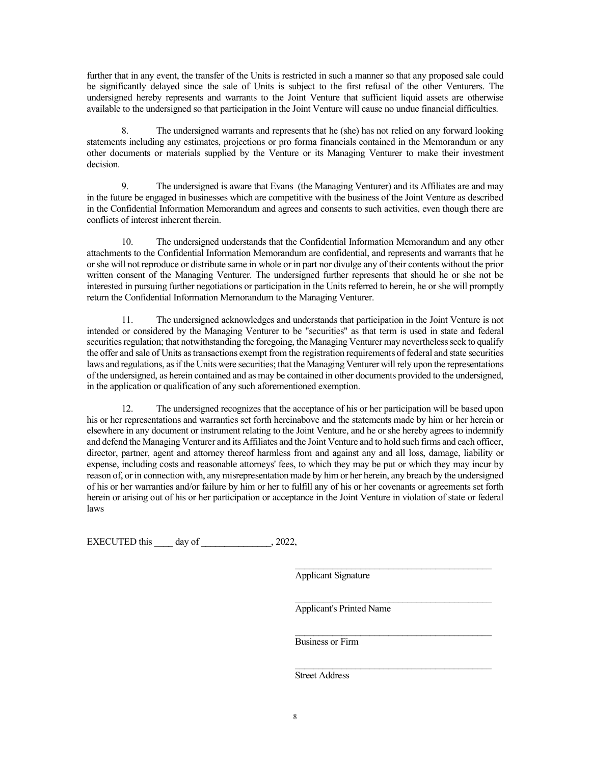further that in any event, the transfer of the Units is restricted in such a manner so that any proposed sale could be significantly delayed since the sale of Units is subject to the first refusal of the other Venturers. The undersigned hereby represents and warrants to the Joint Venture that sufficient liquid assets are otherwise available to the undersigned so that participation in the Joint Venture will cause no undue financial difficulties.

8. The undersigned warrants and represents that he (she) has not relied on any forward looking statements including any estimates, projections or pro forma financials contained in the Memorandum or any other documents or materials supplied by the Venture or its Managing Venturer to make their investment decision.

9. The undersigned is aware that Evans (the Managing Venturer) and its Affiliates are and may in the future be engaged in businesses which are competitive with the business of the Joint Venture as described in the Confidential Information Memorandum and agrees and consents to such activities, even though there are conflicts of interest inherent therein.

10. The undersigned understands that the Confidential Information Memorandum and any other attachments to the Confidential Information Memorandum are confidential, and represents and warrants that he or she will not reproduce or distribute same in whole or in part nor divulge any of their contents without the prior written consent of the Managing Venturer. The undersigned further represents that should he or she not be interested in pursuing further negotiations or participation in the Units referred to herein, he or she will promptly return the Confidential Information Memorandum to the Managing Venturer.

11. The undersigned acknowledges and understands that participation in the Joint Venture is not intended or considered by the Managing Venturer to be "securities" as that term is used in state and federal securities regulation; that notwithstanding the foregoing, the Managing Venturer may nevertheless seek to qualify the offer and sale of Units as transactions exempt from the registration requirements of federal and state securities laws and regulations, as if the Units were securities; that the Managing Venturer will rely upon the representations of the undersigned, as herein contained and as may be contained in other documents provided to the undersigned, in the application or qualification of any such aforementioned exemption.

12. The undersigned recognizes that the acceptance of his or her participation will be based upon his or her representations and warranties set forth hereinabove and the statements made by him or her herein or elsewhere in any document or instrument relating to the Joint Venture, and he or she hereby agrees to indemnify and defend the Managing Venturer and its Affiliates and the Joint Venture and to hold such firms and each officer, director, partner, agent and attorney thereof harmless from and against any and all loss, damage, liability or expense, including costs and reasonable attorneys' fees, to which they may be put or which they may incur by reason of, or in connection with, any misrepresentation made by him or her herein, any breach by the undersigned of his or her warranties and/or failure by him or her to fulfill any of his or her covenants or agreements set forth herein or arising out of his or her participation or acceptance in the Joint Venture in violation of state or federal laws

EXECUTED this ____ day of _______________, 2022,

\_\_\_\_\_\_\_\_\_\_\_\_\_\_\_\_\_\_\_\_\_\_\_\_\_\_\_\_\_\_\_\_\_\_\_\_\_\_\_\_\_\_

Applicant Signature

\_\_\_\_\_\_\_\_\_\_\_\_\_\_\_\_\_\_\_\_\_\_\_\_\_\_\_\_\_\_\_\_\_\_\_\_\_\_\_\_\_\_

Applicant's Printed Name

\_\_\_\_\_\_\_\_\_\_\_\_\_\_\_\_\_\_\_\_\_\_\_\_\_\_\_\_\_\_\_\_\_\_\_\_\_\_\_\_\_\_

Business or Firm

\_\_\_\_\_\_\_\_\_\_\_\_\_\_\_\_\_\_\_\_\_\_\_\_\_\_\_\_\_\_\_\_\_\_\_\_\_\_\_\_\_\_

Street Address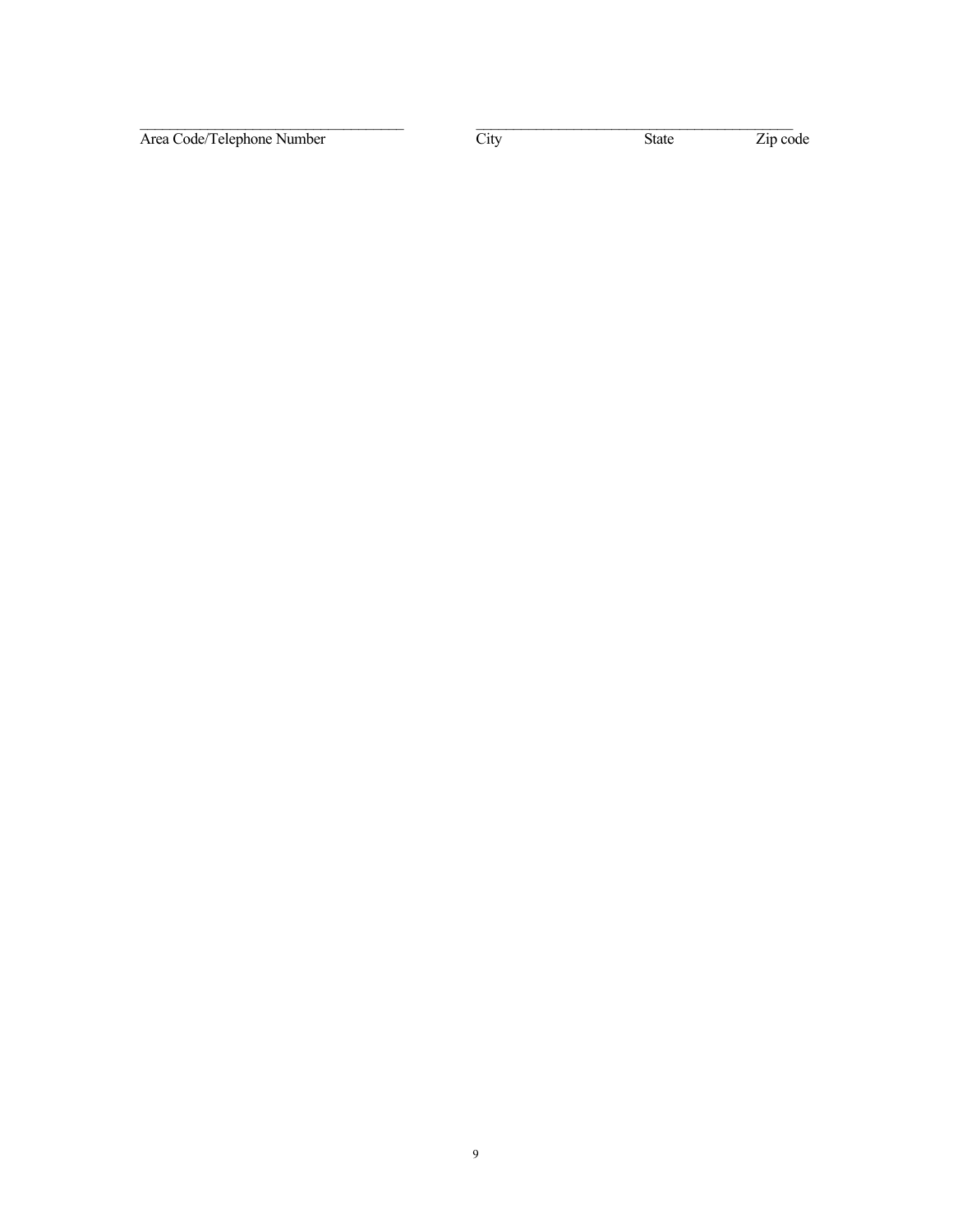\_\_\_\_\_\_\_\_\_\_\_\_\_\_\_\_\_\_\_\_\_\_\_\_\_\_\_\_\_\_\_\_\_\_\_\_ \_\_\_\_\_\_\_\_\_\_\_\_\_\_\_\_\_\_\_\_\_\_\_\_\_\_\_\_\_\_\_\_\_\_\_\_\_\_\_\_\_\_\_\_

Area Code/Telephone Number City State Zip code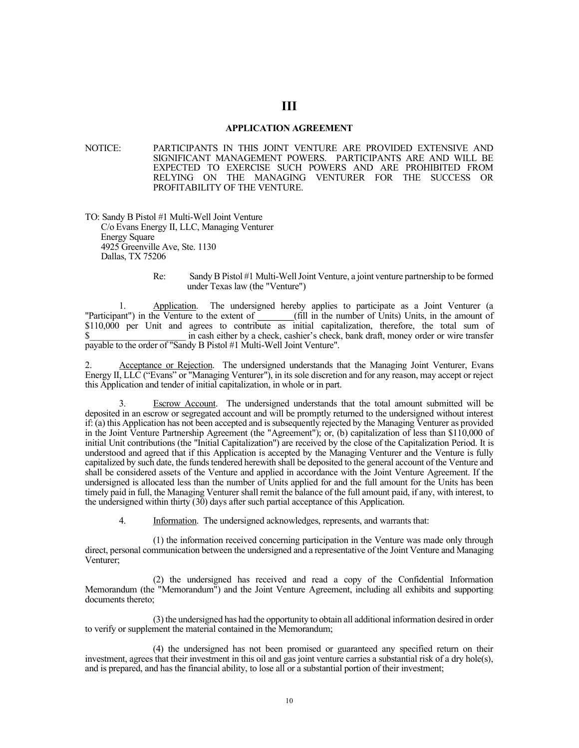# III

## APPLICATION AGREEMENT

NOTICE: PARTICIPANTS IN THIS JOINT VENTURE ARE PROVIDED EXTENSIVE AND SIGNIFICANT MANAGEMENT POWERS. PARTICIPANTS ARE AND WILL BE EXPECTED TO EXERCISE SUCH POWERS AND ARE PROHIBITED FROM RELYING ON THE MANAGING VENTURER FOR THE SUCCESS OR PROFITABILITY OF THE VENTURE.

TO: Sandy B Pistol #1 Multi-Well Joint Venture
C/o Evans Energy II, LLC, Managing Venturer
Energy Square
4925 Greenville Ave, Ste. 1130
Dallas, TX 75206

Re: Sandy B Pistol #1 Multi-Well Joint Venture, a joint venture partnership to be formed under Texas law (the "Venture")

1. Application. The undersigned hereby applies to participate as a Joint Venturer (a "Participant") in the Venture to the extent of ________(fill in the number of Units) Units, in the amount of $110,000 per Unit and agrees to contribute as initial capitalization, therefore, the total sum of $_____________________ in cash either by a check, cashier's check, bank draft, money order or wire transfer payable to the order of "Sandy B Pistol #1 Multi-Well Joint Venture".

2. Acceptance or Rejection. The undersigned understands that the Managing Joint Venturer, Evans Energy II, LLC ("Evans" or "Managing Venturer"), in its sole discretion and for any reason, may accept or reject this Application and tender of initial capitalization, in whole or in part.

3. Escrow Account. The undersigned understands that the total amount submitted will be deposited in an escrow or segregated account and will be promptly returned to the undersigned without interest if: (a) this Application has not been accepted and is subsequently rejected by the Managing Venturer as provided in the Joint Venture Partnership Agreement (the "Agreement"); or, (b) capitalization of less than $110,000 of initial Unit contributions (the "Initial Capitalization") are received by the close of the Capitalization Period. It is understood and agreed that if this Application is accepted by the Managing Venturer and the Venture is fully capitalized by such date, the funds tendered herewith shall be deposited to the general account of the Venture and shall be considered assets of the Venture and applied in accordance with the Joint Venture Agreement. If the undersigned is allocated less than the number of Units applied for and the full amount for the Units has been timely paid in full, the Managing Venturer shall remit the balance of the full amount paid, if any, with interest, to the undersigned within thirty (30) days after such partial acceptance of this Application.

4. Information. The undersigned acknowledges, represents, and warrants that:

(1) the information received concerning participation in the Venture was made only through direct, personal communication between the undersigned and a representative of the Joint Venture and Managing Venturer;

(2) the undersigned has received and read a copy of the Confidential Information Memorandum (the "Memorandum") and the Joint Venture Agreement, including all exhibits and supporting documents thereto;

(3) the undersigned has had the opportunity to obtain all additional information desired in order to verify or supplement the material contained in the Memorandum;

(4) the undersigned has not been promised or guaranteed any specified return on their investment, agrees that their investment in this oil and gas joint venture carries a substantial risk of a dry hole(s), and is prepared, and has the financial ability, to lose all or a substantial portion of their investment;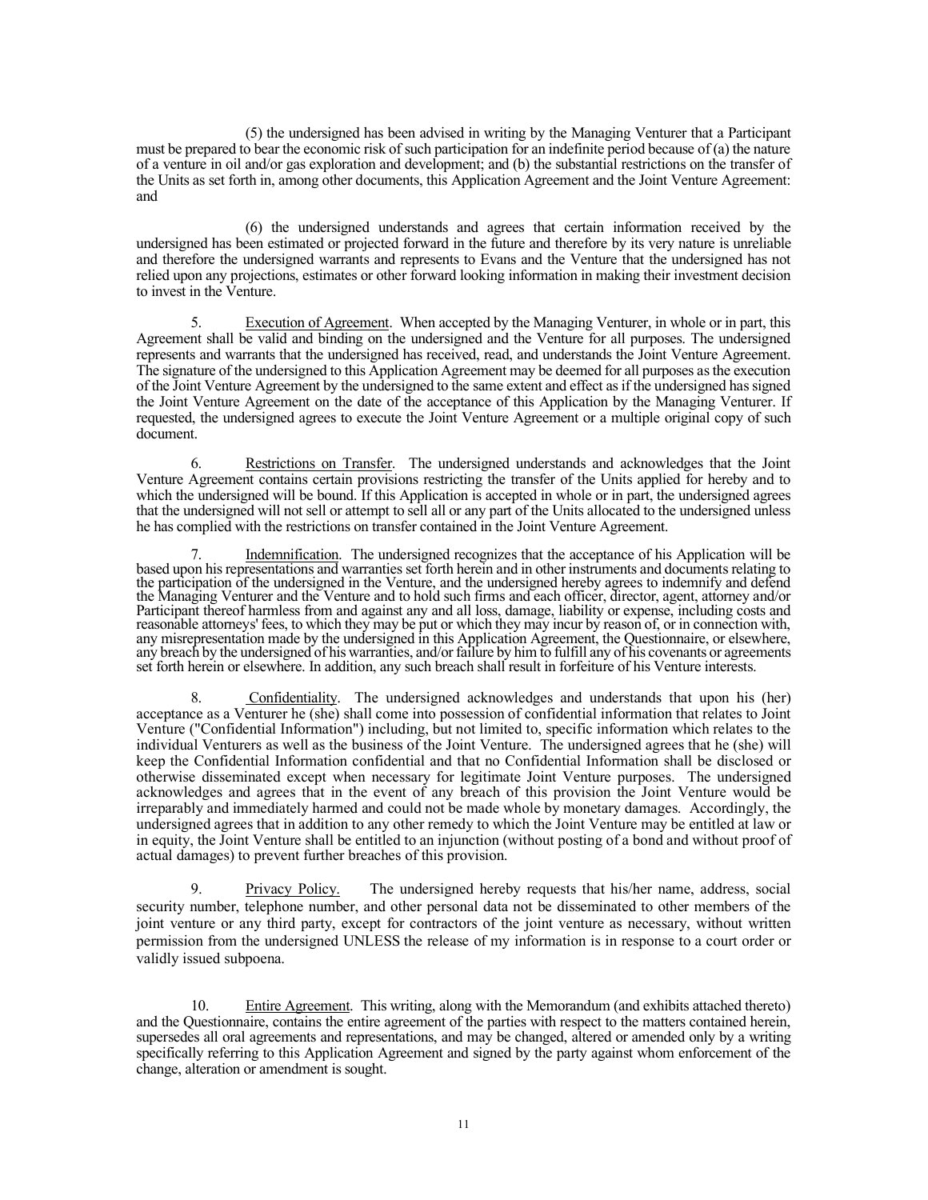(5) the undersigned has been advised in writing by the Managing Venturer that a Participant must be prepared to bear the economic risk of such participation for an indefinite period because of (a) the nature of a venture in oil and/or gas exploration and development; and (b) the substantial restrictions on the transfer of the Units as set forth in, among other documents, this Application Agreement and the Joint Venture Agreement: and

(6) the undersigned understands and agrees that certain information received by the undersigned has been estimated or projected forward in the future and therefore by its very nature is unreliable and therefore the undersigned warrants and represents to Evans and the Venture that the undersigned has not relied upon any projections, estimates or other forward looking information in making their investment decision to invest in the Venture.

5. Execution of Agreement. When accepted by the Managing Venturer, in whole or in part, this Agreement shall be valid and binding on the undersigned and the Venture for all purposes. The undersigned represents and warrants that the undersigned has received, read, and understands the Joint Venture Agreement. The signature of the undersigned to this Application Agreement may be deemed for all purposes as the execution of the Joint Venture Agreement by the undersigned to the same extent and effect as if the undersigned has signed the Joint Venture Agreement on the date of the acceptance of this Application by the Managing Venturer. If requested, the undersigned agrees to execute the Joint Venture Agreement or a multiple original copy of such document.

6. Restrictions on Transfer. The undersigned understands and acknowledges that the Joint Venture Agreement contains certain provisions restricting the transfer of the Units applied for hereby and to which the undersigned will be bound. If this Application is accepted in whole or in part, the undersigned agrees that the undersigned will not sell or attempt to sell all or any part of the Units allocated to the undersigned unless he has complied with the restrictions on transfer contained in the Joint Venture Agreement.

7. Indemnification. The undersigned recognizes that the acceptance of his Application will be based upon his representations and warranties set forth herein and in other instruments and documents relating to the participation of the undersigned in the Venture, and the undersigned hereby agrees to indemnify and defend the Managing Venturer and the Venture and to hold such firms and each officer, director, agent, attorney and/or Participant thereof harmless from and against any and all loss, damage, liability or expense, including costs and reasonable attorneys' fees, to which they may be put or which they may incur by reason of, or in connection with, any misrepresentation made by the undersigned in this Application Agreement, the Questionnaire, or elsewhere, any breach by the undersigned of his warranties, and/or failure by him to fulfill any of his covenants or agreements set forth herein or elsewhere. In addition, any such breach shall result in forfeiture of his Venture interests.

8. Confidentiality. The undersigned acknowledges and understands that upon his (her) acceptance as a Venturer he (she) shall come into possession of confidential information that relates to Joint Venture ("Confidential Information") including, but not limited to, specific information which relates to the individual Venturers as well as the business of the Joint Venture. The undersigned agrees that he (she) will keep the Confidential Information confidential and that no Confidential Information shall be disclosed or otherwise disseminated except when necessary for legitimate Joint Venture purposes. The undersigned acknowledges and agrees that in the event of any breach of this provision the Joint Venture would be irreparably and immediately harmed and could not be made whole by monetary damages. Accordingly, the undersigned agrees that in addition to any other remedy to which the Joint Venture may be entitled at law or in equity, the Joint Venture shall be entitled to an injunction (without posting of a bond and without proof of actual damages) to prevent further breaches of this provision.

9. Privacy Policy. The undersigned hereby requests that his/her name, address, social security number, telephone number, and other personal data not be disseminated to other members of the joint venture or any third party, except for contractors of the joint venture as necessary, without written permission from the undersigned UNLESS the release of my information is in response to a court order or validly issued subpoena.

10. Entire Agreement. This writing, along with the Memorandum (and exhibits attached thereto) and the Questionnaire, contains the entire agreement of the parties with respect to the matters contained herein, supersedes all oral agreements and representations, and may be changed, altered or amended only by a writing specifically referring to this Application Agreement and signed by the party against whom enforcement of the change, alteration or amendment is sought.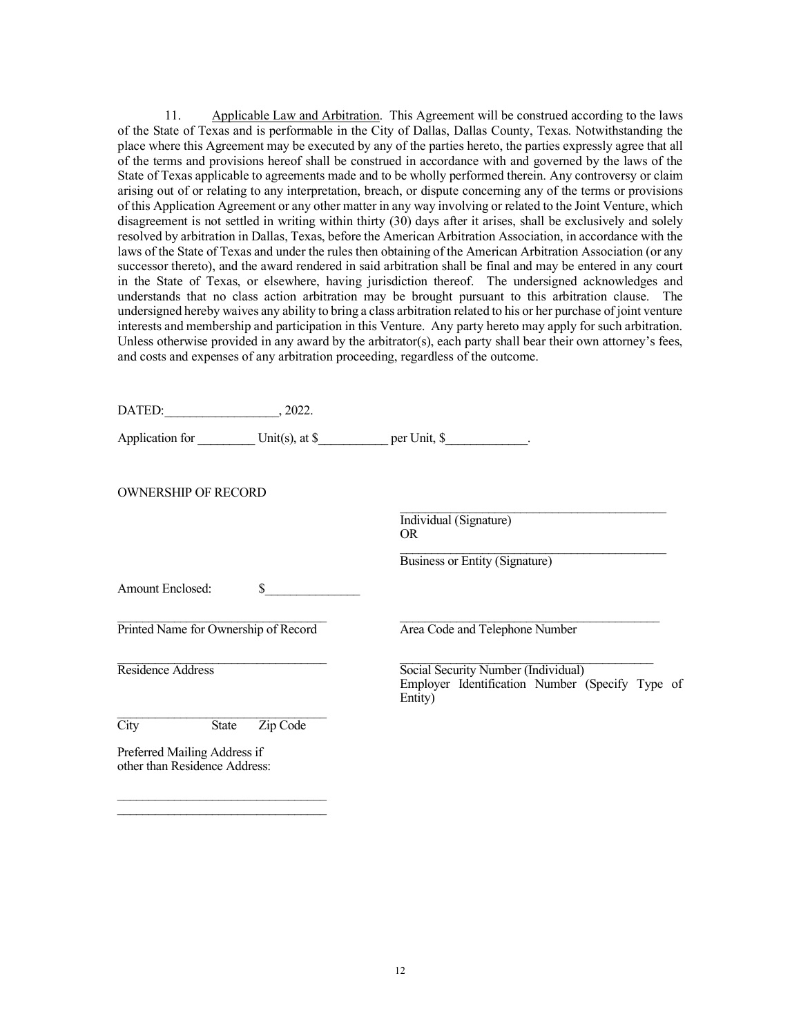11. Applicable Law and Arbitration. This Agreement will be construed according to the laws of the State of Texas and is performable in the City of Dallas, Dallas County, Texas. Notwithstanding the place where this Agreement may be executed by any of the parties hereto, the parties expressly agree that all of the terms and provisions hereof shall be construed in accordance with and governed by the laws of the State of Texas applicable to agreements made and to be wholly performed therein. Any controversy or claim arising out of or relating to any interpretation, breach, or dispute concerning any of the terms or provisions of this Application Agreement or any other matter in any way involving or related to the Joint Venture, which disagreement is not settled in writing within thirty (30) days after it arises, shall be exclusively and solely resolved by arbitration in Dallas, Texas, before the American Arbitration Association, in accordance with the laws of the State of Texas and under the rules then obtaining of the American Arbitration Association (or any successor thereto), and the award rendered in said arbitration shall be final and may be entered in any court in the State of Texas, or elsewhere, having jurisdiction thereof. The undersigned acknowledges and understands that no class action arbitration may be brought pursuant to this arbitration clause. The undersigned hereby waives any ability to bring a class arbitration related to his or her purchase of joint venture interests and membership and participation in this Venture. Any party hereto may apply for such arbitration. Unless otherwise provided in any award by the arbitrator(s), each party shall bear their own attorney's fees, and costs and expenses of any arbitration proceeding, regardless of the outcome.

DATED:_________________, 2022.

Application for _________ Unit(s), at $___________ per Unit, $_____________.

OWNERSHIP OF RECORD

___________________________________________
Individual (Signature)
OR

___________________________________________
Business or Entity (Signature)

Amount Enclosed: $_______________

_________________________________
Printed Name for Ownership of Record

_________________________________________
Area Code and Telephone Number

_________________________________
Residence Address

_________________________________________
Social Security Number (Individual)
Employer Identification Number (Specify Type of Entity)

_________________________________
City State Zip Code

Preferred Mailing Address if other than Residence Address:

_________________________________
_________________________________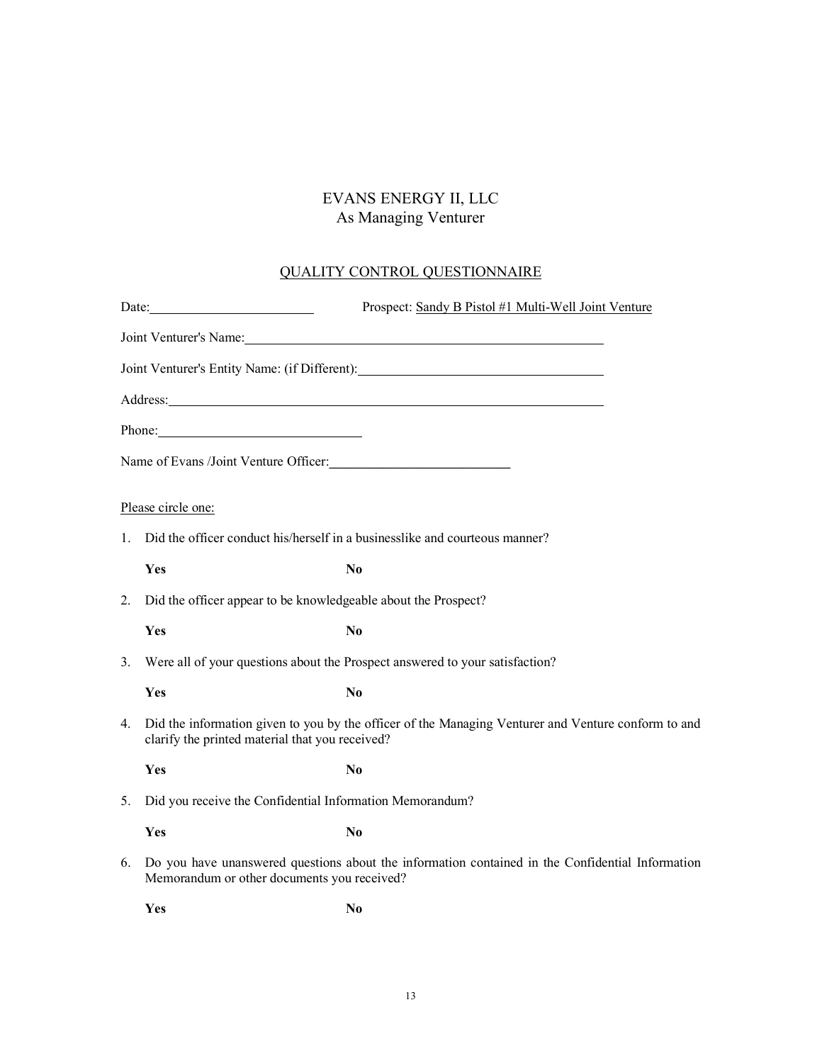# EVANS ENERGY II, LLC
## As Managing Venturer

## QUALITY CONTROL QUESTIONNAIRE

Date:\_\_\_\_\_\_\_\_\_\_\_\_\_\_\_\_\_\_\_\_ Prospect: Sandy B Pistol #1 Multi-Well Joint Venture

Joint Venturer's Name:\_\_\_\_\_\_\_\_\_\_\_\_\_\_\_\_\_\_\_\_\_\_\_\_\_\_\_\_\_\_\_\_\_\_\_\_\_\_\_\_

Joint Venturer's Entity Name: (if Different):\_\_\_\_\_\_\_\_\_\_\_\_\_\_\_\_\_\_\_\_\_\_\_\_\_\_\_\_

Address:\_\_\_\_\_\_\_\_\_\_\_\_\_\_\_\_\_\_\_\_\_\_\_\_\_\_\_\_\_\_\_\_\_\_\_\_\_\_\_\_\_\_\_\_\_\_\_\_\_\_\_\_

Phone:\_\_\_\_\_\_\_\_\_\_\_\_\_\_\_\_\_\_\_\_\_\_\_\_

Name of Evans /Joint Venture Officer:\_\_\_\_\_\_\_\_\_\_\_\_\_\_\_\_\_\_\_\_\_\_

Please circle one:

1. Did the officer conduct his/herself in a businesslike and courteous manner?

   **Yes** **No**

2. Did the officer appear to be knowledgeable about the Prospect?

   **Yes** **No**

3. Were all of your questions about the Prospect answered to your satisfaction?

   **Yes** **No**

4. Did the information given to you by the officer of the Managing Venturer and Venture conform to and clarify the printed material that you received?

   **Yes** **No**

5. Did you receive the Confidential Information Memorandum?

   **Yes** **No**

6. Do you have unanswered questions about the information contained in the Confidential Information Memorandum or other documents you received?

   **Yes** **No**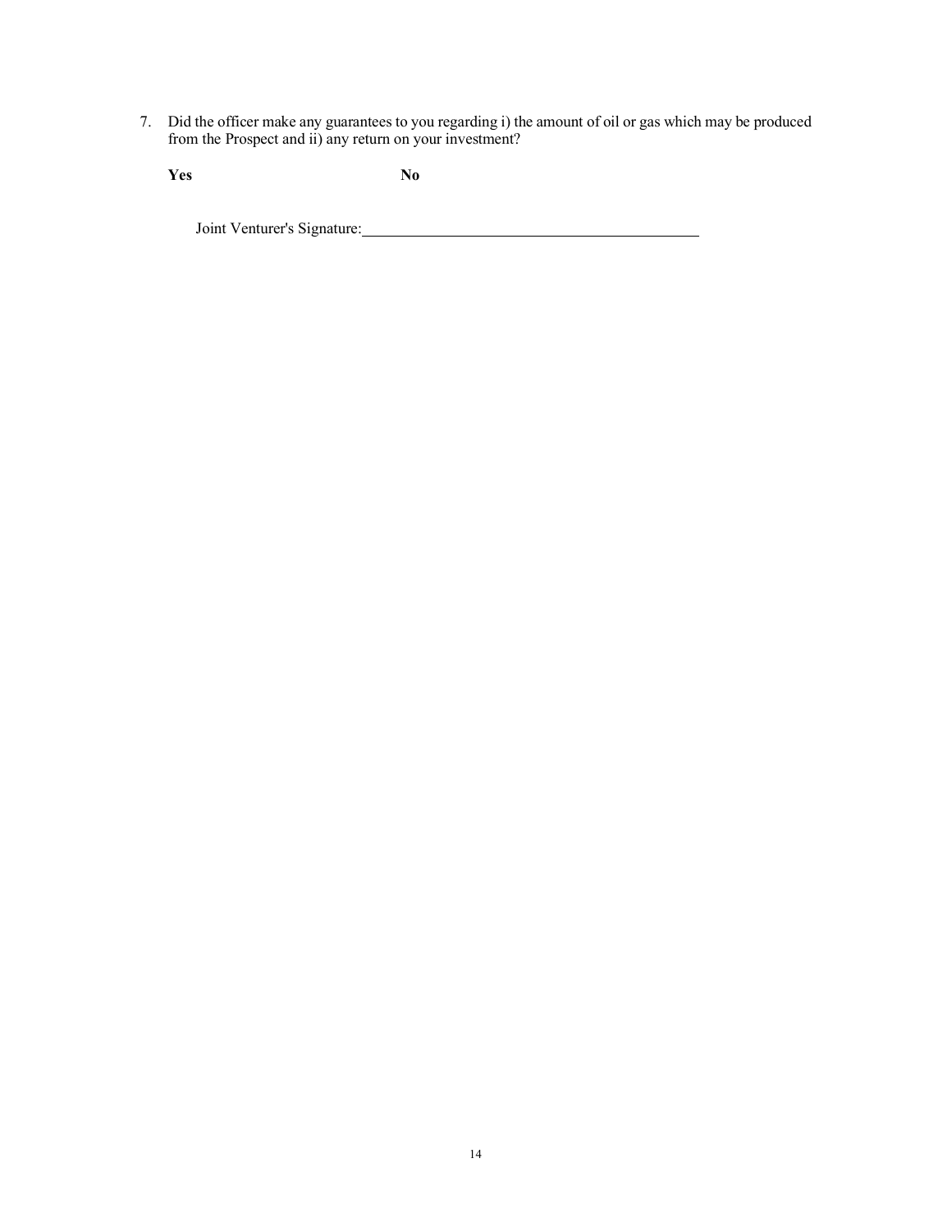7. Did the officer make any guarantees to you regarding i) the amount of oil or gas which may be produced from the Prospect and ii) any return on your investment?

   **Yes** **No**

   Joint Venturer's Signature:\_\_\_\_\_\_\_\_\_\_\_\_\_\_\_\_\_\_\_\_\_\_\_\_\_\_\_\_\_\_\_\_\_\_\_\_\_\_\_\_\_\_\_\_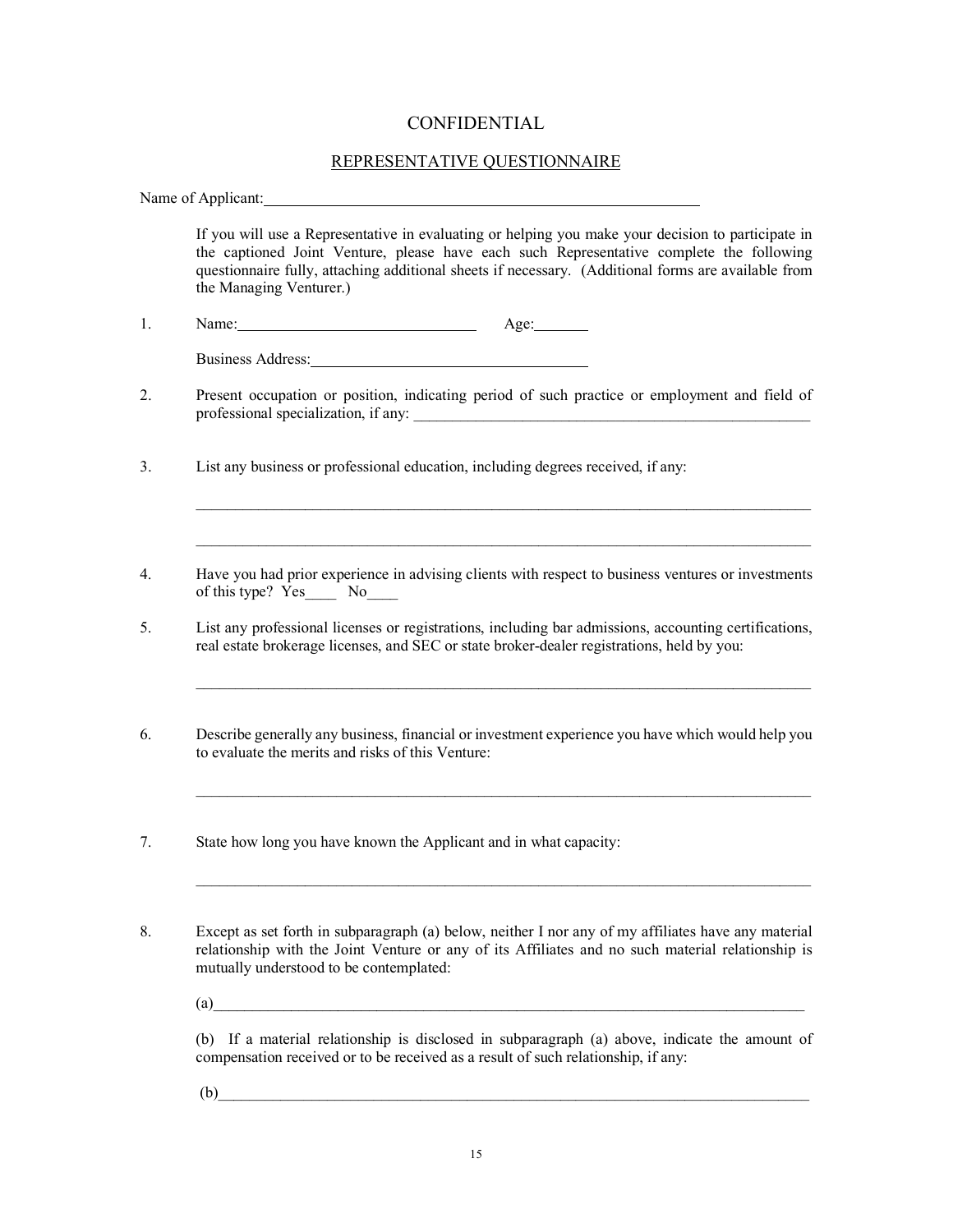CONFIDENTIAL

REPRESENTATIVE QUESTIONNAIRE

Name of Applicant:\_\_\_\_\_\_\_\_\_\_\_\_\_\_\_\_\_\_\_\_\_\_\_\_\_\_\_\_\_\_\_\_\_\_\_\_\_\_\_\_\_\_\_\_\_\_\_\_\_\_\_\_\_\_\_\_\_

If you will use a Representative in evaluating or helping you make your decision to participate in the captioned Joint Venture, please have each such Representative complete the following questionnaire fully, attaching additional sheets if necessary. (Additional forms are available from the Managing Venturer.)

1. Name:\_\_\_\_\_\_\_\_\_\_\_\_\_\_\_\_\_\_\_\_\_\_\_\_\_\_\_\_\_\_\_ Age:\_\_\_\_\_\_\_

   Business Address:\_\_\_\_\_\_\_\_\_\_\_\_\_\_\_\_\_\_\_\_\_\_\_\_\_\_\_\_\_\_\_\_\_\_\_\_\_

2. Present occupation or position, indicating period of such practice or employment and field of professional specialization, if any: \_\_\_\_\_\_\_\_\_\_\_\_\_\_\_\_\_\_\_\_\_\_\_\_\_\_\_\_\_\_\_\_\_\_\_\_\_\_\_\_\_\_\_\_\_\_\_\_\_\_\_

3. List any business or professional education, including degrees received, if any:

   \_\_\_\_\_\_\_\_\_\_\_\_\_\_\_\_\_\_\_\_\_\_\_\_\_\_\_\_\_\_\_\_\_\_\_\_\_\_\_\_\_\_\_\_\_\_\_\_\_\_\_\_\_\_\_\_\_\_\_\_\_\_\_\_\_\_\_\_\_\_\_\_\_\_\_\_\_\_

   \_\_\_\_\_\_\_\_\_\_\_\_\_\_\_\_\_\_\_\_\_\_\_\_\_\_\_\_\_\_\_\_\_\_\_\_\_\_\_\_\_\_\_\_\_\_\_\_\_\_\_\_\_\_\_\_\_\_\_\_\_\_\_\_\_\_\_\_\_\_\_\_\_\_\_\_\_\_

4. Have you had prior experience in advising clients with respect to business ventures or investments of this type? Yes\_\_\_\_ No\_\_\_\_

5. List any professional licenses or registrations, including bar admissions, accounting certifications, real estate brokerage licenses, and SEC or state broker-dealer registrations, held by you:

   \_\_\_\_\_\_\_\_\_\_\_\_\_\_\_\_\_\_\_\_\_\_\_\_\_\_\_\_\_\_\_\_\_\_\_\_\_\_\_\_\_\_\_\_\_\_\_\_\_\_\_\_\_\_\_\_\_\_\_\_\_\_\_\_\_\_\_\_\_\_\_\_\_\_\_\_\_\_

6. Describe generally any business, financial or investment experience you have which would help you to evaluate the merits and risks of this Venture:

   \_\_\_\_\_\_\_\_\_\_\_\_\_\_\_\_\_\_\_\_\_\_\_\_\_\_\_\_\_\_\_\_\_\_\_\_\_\_\_\_\_\_\_\_\_\_\_\_\_\_\_\_\_\_\_\_\_\_\_\_\_\_\_\_\_\_\_\_\_\_\_\_\_\_\_\_\_\_

7. State how long you have known the Applicant and in what capacity:

   \_\_\_\_\_\_\_\_\_\_\_\_\_\_\_\_\_\_\_\_\_\_\_\_\_\_\_\_\_\_\_\_\_\_\_\_\_\_\_\_\_\_\_\_\_\_\_\_\_\_\_\_\_\_\_\_\_\_\_\_\_\_\_\_\_\_\_\_\_\_\_\_\_\_\_\_\_\_

8. Except as set forth in subparagraph (a) below, neither I nor any of my affiliates have any material relationship with the Joint Venture or any of its Affiliates and no such material relationship is mutually understood to be contemplated:

   (a)\_\_\_\_\_\_\_\_\_\_\_\_\_\_\_\_\_\_\_\_\_\_\_\_\_\_\_\_\_\_\_\_\_\_\_\_\_\_\_\_\_\_\_\_\_\_\_\_\_\_\_\_\_\_\_\_\_\_\_\_\_\_\_\_\_\_\_\_\_\_\_\_\_\_\_

   (b) If a material relationship is disclosed in subparagraph (a) above, indicate the amount of compensation received or to be received as a result of such relationship, if any:

   (b)\_\_\_\_\_\_\_\_\_\_\_\_\_\_\_\_\_\_\_\_\_\_\_\_\_\_\_\_\_\_\_\_\_\_\_\_\_\_\_\_\_\_\_\_\_\_\_\_\_\_\_\_\_\_\_\_\_\_\_\_\_\_\_\_\_\_\_\_\_\_\_\_\_\_\_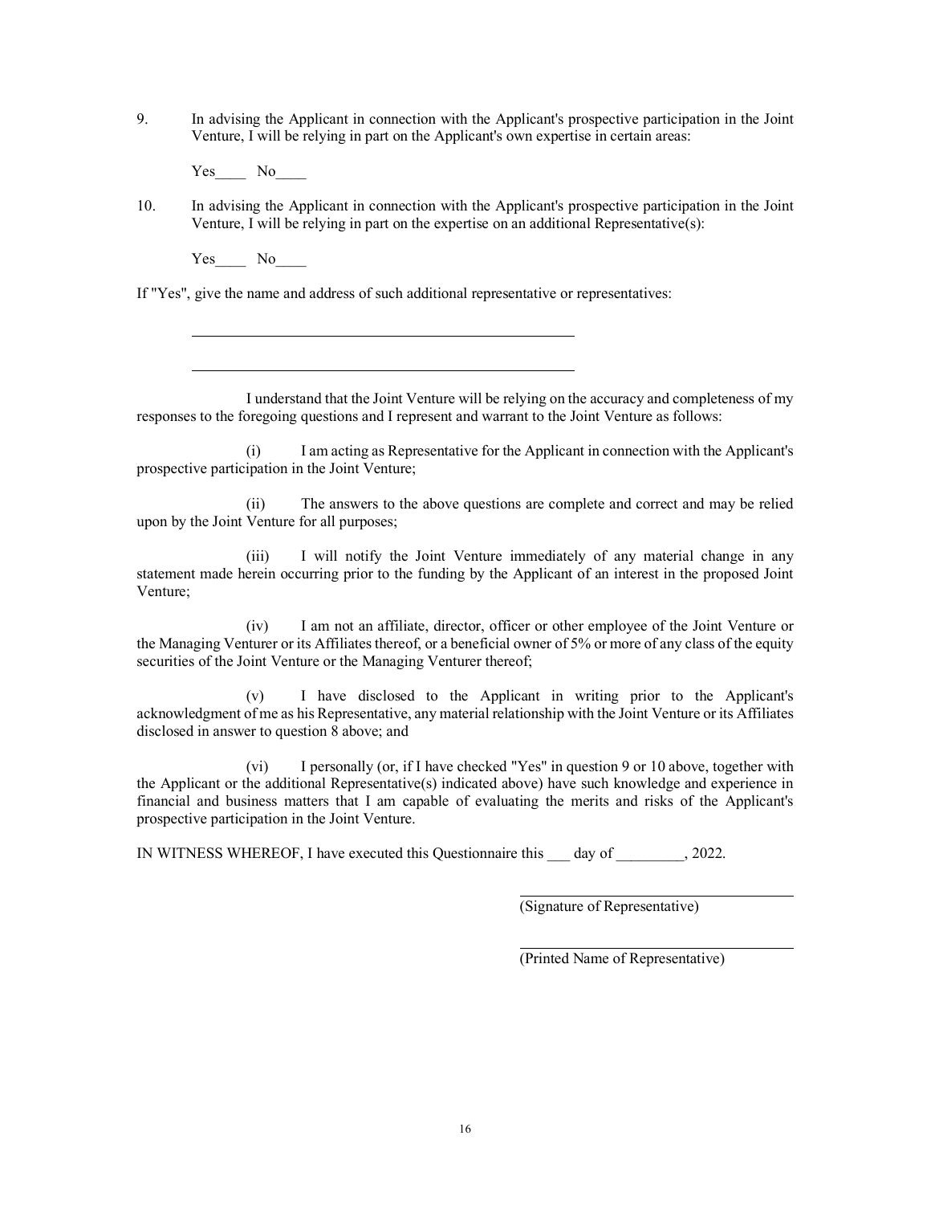9. In advising the Applicant in connection with the Applicant's prospective participation in the Joint Venture, I will be relying in part on the Applicant's own expertise in certain areas:

   Yes____ No____

10. In advising the Applicant in connection with the Applicant's prospective participation in the Joint Venture, I will be relying in part on the expertise on an additional Representative(s):

    Yes____ No____

If "Yes", give the name and address of such additional representative or representatives:

\_\_\_\_\_\_\_\_\_\_\_\_\_\_\_\_\_\_\_\_\_\_\_\_\_\_\_\_\_\_\_\_\_\_\_\_\_\_\_\_\_\_\_\_\_\_\_\_

\_\_\_\_\_\_\_\_\_\_\_\_\_\_\_\_\_\_\_\_\_\_\_\_\_\_\_\_\_\_\_\_\_\_\_\_\_\_\_\_\_\_\_\_\_\_\_\_

I understand that the Joint Venture will be relying on the accuracy and completeness of my responses to the foregoing questions and I represent and warrant to the Joint Venture as follows:

(i) I am acting as Representative for the Applicant in connection with the Applicant's prospective participation in the Joint Venture;

(ii) The answers to the above questions are complete and correct and may be relied upon by the Joint Venture for all purposes;

(iii) I will notify the Joint Venture immediately of any material change in any statement made herein occurring prior to the funding by the Applicant of an interest in the proposed Joint Venture;

(iv) I am not an affiliate, director, officer or other employee of the Joint Venture or the Managing Venturer or its Affiliates thereof, or a beneficial owner of 5% or more of any class of the equity securities of the Joint Venture or the Managing Venturer thereof;

(v) I have disclosed to the Applicant in writing prior to the Applicant's acknowledgment of me as his Representative, any material relationship with the Joint Venture or its Affiliates disclosed in answer to question 8 above; and

(vi) I personally (or, if I have checked "Yes" in question 9 or 10 above, together with the Applicant or the additional Representative(s) indicated above) have such knowledge and experience in financial and business matters that I am capable of evaluating the merits and risks of the Applicant's prospective participation in the Joint Venture.

IN WITNESS WHEREOF, I have executed this Questionnaire this ___ day of _________, 2022.

\_\_\_\_\_\_\_\_\_\_\_\_\_\_\_\_\_\_\_\_\_\_\_\_\_\_\_\_\_\_\_\_\_\_\_\_
(Signature of Representative)

\_\_\_\_\_\_\_\_\_\_\_\_\_\_\_\_\_\_\_\_\_\_\_\_\_\_\_\_\_\_\_\_\_\_\_\_
(Printed Name of Representative)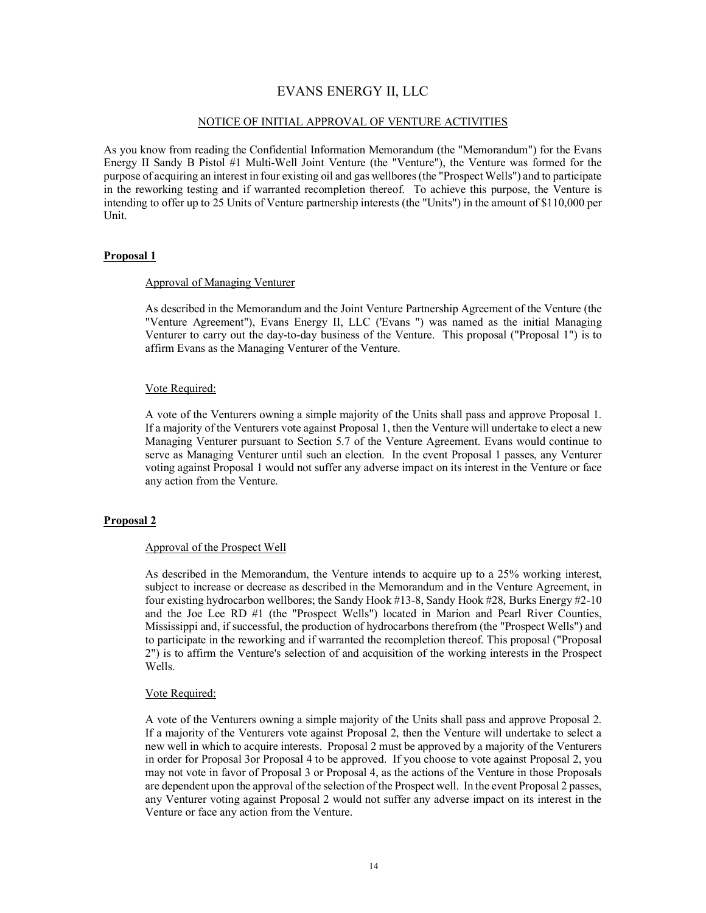# EVANS ENERGY II, LLC

## NOTICE OF INITIAL APPROVAL OF VENTURE ACTIVITIES

As you know from reading the Confidential Information Memorandum (the "Memorandum") for the Evans Energy II Sandy B Pistol #1 Multi-Well Joint Venture (the "Venture"), the Venture was formed for the purpose of acquiring an interest in four existing oil and gas wellbores (the "Prospect Wells") and to participate in the reworking testing and if warranted recompletion thereof. To achieve this purpose, the Venture is intending to offer up to 25 Units of Venture partnership interests (the "Units") in the amount of $110,000 per Unit.

### Proposal 1

Approval of Managing Venturer

As described in the Memorandum and the Joint Venture Partnership Agreement of the Venture (the "Venture Agreement"), Evans Energy II, LLC ('Evans ") was named as the initial Managing Venturer to carry out the day-to-day business of the Venture. This proposal ("Proposal 1") is to affirm Evans as the Managing Venturer of the Venture.

Vote Required:

A vote of the Venturers owning a simple majority of the Units shall pass and approve Proposal 1. If a majority of the Venturers vote against Proposal 1, then the Venture will undertake to elect a new Managing Venturer pursuant to Section 5.7 of the Venture Agreement. Evans would continue to serve as Managing Venturer until such an election. In the event Proposal 1 passes, any Venturer voting against Proposal 1 would not suffer any adverse impact on its interest in the Venture or face any action from the Venture.

### Proposal 2

Approval of the Prospect Well

As described in the Memorandum, the Venture intends to acquire up to a 25% working interest, subject to increase or decrease as described in the Memorandum and in the Venture Agreement, in four existing hydrocarbon wellbores; the Sandy Hook #13-8, Sandy Hook #28, Burks Energy #2-10 and the Joe Lee RD #1 (the "Prospect Wells") located in Marion and Pearl River Counties, Mississippi and, if successful, the production of hydrocarbons therefrom (the "Prospect Wells") and to participate in the reworking and if warranted the recompletion thereof. This proposal ("Proposal 2") is to affirm the Venture's selection of and acquisition of the working interests in the Prospect Wells.

Vote Required:

A vote of the Venturers owning a simple majority of the Units shall pass and approve Proposal 2. If a majority of the Venturers vote against Proposal 2, then the Venture will undertake to select a new well in which to acquire interests. Proposal 2 must be approved by a majority of the Venturers in order for Proposal 3or Proposal 4 to be approved. If you choose to vote against Proposal 2, you may not vote in favor of Proposal 3 or Proposal 4, as the actions of the Venture in those Proposals are dependent upon the approval of the selection of the Prospect well. In the event Proposal 2 passes, any Venturer voting against Proposal 2 would not suffer any adverse impact on its interest in the Venture or face any action from the Venture.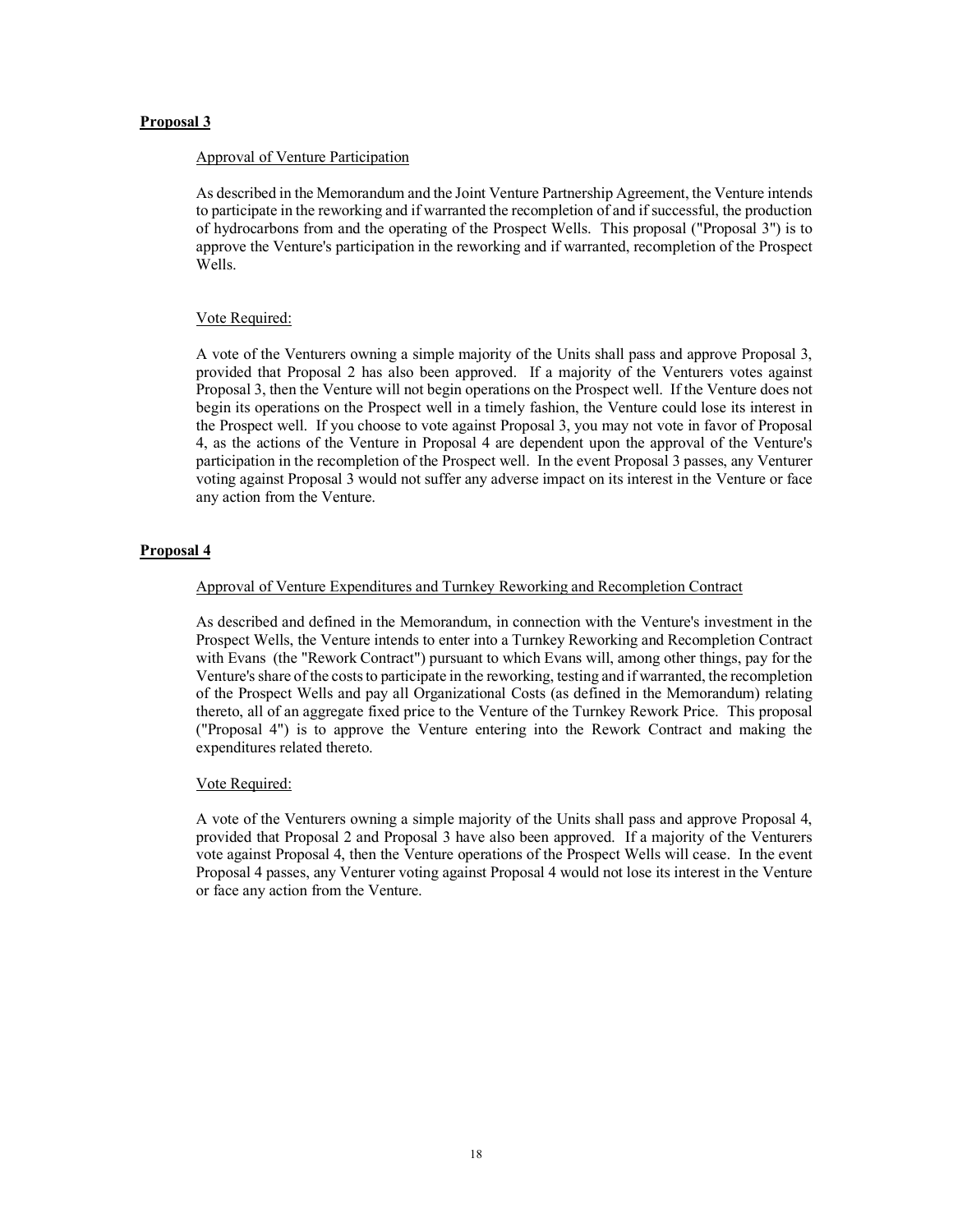**Proposal 3**

Approval of Venture Participation

As described in the Memorandum and the Joint Venture Partnership Agreement, the Venture intends to participate in the reworking and if warranted the recompletion of and if successful, the production of hydrocarbons from and the operating of the Prospect Wells. This proposal ("Proposal 3") is to approve the Venture's participation in the reworking and if warranted, recompletion of the Prospect Wells.

Vote Required:

A vote of the Venturers owning a simple majority of the Units shall pass and approve Proposal 3, provided that Proposal 2 has also been approved. If a majority of the Venturers votes against Proposal 3, then the Venture will not begin operations on the Prospect well. If the Venture does not begin its operations on the Prospect well in a timely fashion, the Venture could lose its interest in the Prospect well. If you choose to vote against Proposal 3, you may not vote in favor of Proposal 4, as the actions of the Venture in Proposal 4 are dependent upon the approval of the Venture's participation in the recompletion of the Prospect well. In the event Proposal 3 passes, any Venturer voting against Proposal 3 would not suffer any adverse impact on its interest in the Venture or face any action from the Venture.

**Proposal 4**

Approval of Venture Expenditures and Turnkey Reworking and Recompletion Contract

As described and defined in the Memorandum, in connection with the Venture's investment in the Prospect Wells, the Venture intends to enter into a Turnkey Reworking and Recompletion Contract with Evans (the "Rework Contract") pursuant to which Evans will, among other things, pay for the Venture's share of the costs to participate in the reworking, testing and if warranted, the recompletion of the Prospect Wells and pay all Organizational Costs (as defined in the Memorandum) relating thereto, all of an aggregate fixed price to the Venture of the Turnkey Rework Price. This proposal ("Proposal 4") is to approve the Venture entering into the Rework Contract and making the expenditures related thereto.

Vote Required:

A vote of the Venturers owning a simple majority of the Units shall pass and approve Proposal 4, provided that Proposal 2 and Proposal 3 have also been approved. If a majority of the Venturers vote against Proposal 4, then the Venture operations of the Prospect Wells will cease. In the event Proposal 4 passes, any Venturer voting against Proposal 4 would not lose its interest in the Venture or face any action from the Venture.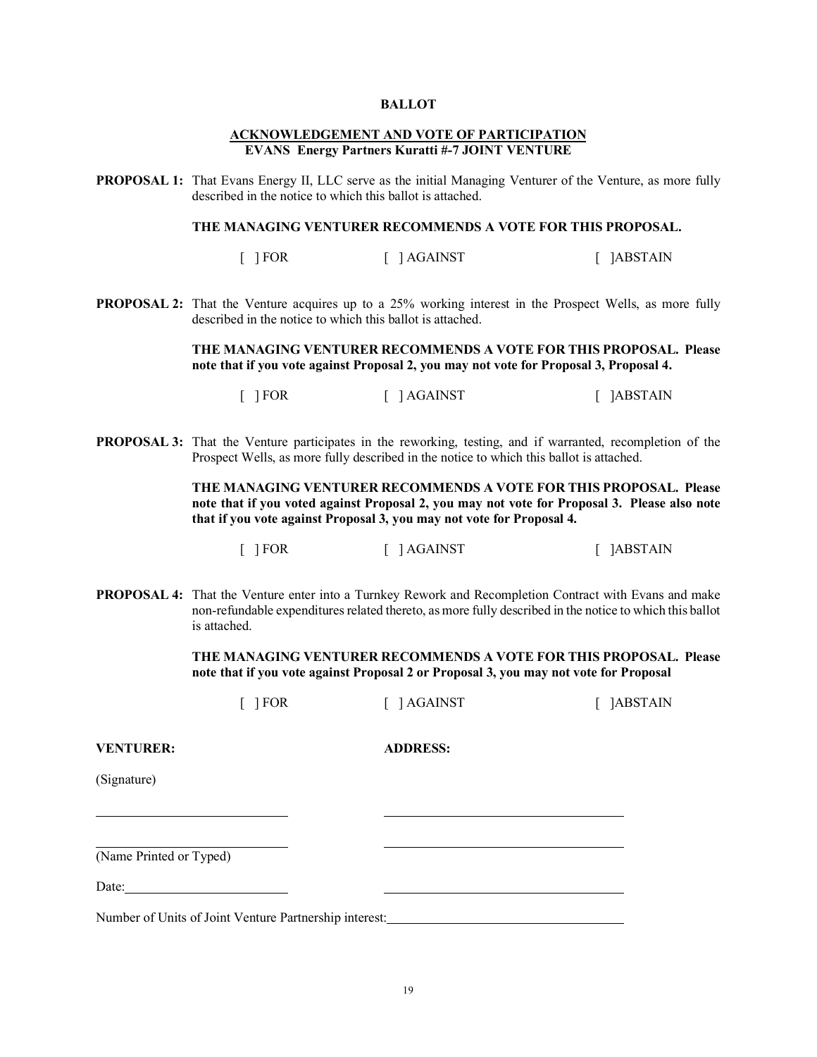# BALLOT

## ACKNOWLEDGEMENT AND VOTE OF PARTICIPATION
**EVANS Energy Partners Kuratti #-7 JOINT VENTURE**

**PROPOSAL 1:** That Evans Energy II, LLC serve as the initial Managing Venturer of the Venture, as more fully described in the notice to which this ballot is attached.

**THE MANAGING VENTURER RECOMMENDS A VOTE FOR THIS PROPOSAL.**

[ ] FOR [ ] AGAINST [ ]ABSTAIN

**PROPOSAL 2:** That the Venture acquires up to a 25% working interest in the Prospect Wells, as more fully described in the notice to which this ballot is attached.

**THE MANAGING VENTURER RECOMMENDS A VOTE FOR THIS PROPOSAL. Please note that if you vote against Proposal 2, you may not vote for Proposal 3, Proposal 4.**

[ ] FOR [ ] AGAINST [ ]ABSTAIN

**PROPOSAL 3:** That the Venture participates in the reworking, testing, and if warranted, recompletion of the Prospect Wells, as more fully described in the notice to which this ballot is attached.

**THE MANAGING VENTURER RECOMMENDS A VOTE FOR THIS PROPOSAL. Please note that if you voted against Proposal 2, you may not vote for Proposal 3. Please also note that if you vote against Proposal 3, you may not vote for Proposal 4.**

[ ] FOR [ ] AGAINST [ ]ABSTAIN

**PROPOSAL 4:** That the Venture enter into a Turnkey Rework and Recompletion Contract with Evans and make non-refundable expenditures related thereto, as more fully described in the notice to which this ballot is attached.

**THE MANAGING VENTURER RECOMMENDS A VOTE FOR THIS PROPOSAL. Please note that if you vote against Proposal 2 or Proposal 3, you may not vote for Proposal**

[ ] FOR [ ] AGAINST [ ]ABSTAIN

**VENTURER:** **ADDRESS:**

(Signature)

\_\_\_\_\_\_\_\_\_\_\_\_\_\_\_\_\_\_\_\_\_\_\_\_\_\_\_\_ \_\_\_\_\_\_\_\_\_\_\_\_\_\_\_\_\_\_\_\_\_\_\_\_\_\_\_\_\_\_\_\_\_\_\_\_

\_\_\_\_\_\_\_\_\_\_\_\_\_\_\_\_\_\_\_\_\_\_\_\_\_\_\_\_ \_\_\_\_\_\_\_\_\_\_\_\_\_\_\_\_\_\_\_\_\_\_\_\_\_\_\_\_\_\_\_\_\_\_\_\_

(Name Printed or Typed)

Date:\_\_\_\_\_\_\_\_\_\_\_\_\_\_\_\_\_\_\_\_\_\_\_\_ \_\_\_\_\_\_\_\_\_\_\_\_\_\_\_\_\_\_\_\_\_\_\_\_\_\_\_\_\_\_\_\_\_\_\_\_

Number of Units of Joint Venture Partnership interest:\_\_\_\_\_\_\_\_\_\_\_\_\_\_\_\_\_\_\_\_\_\_\_\_\_\_\_\_\_\_\_\_\_\_\_\_